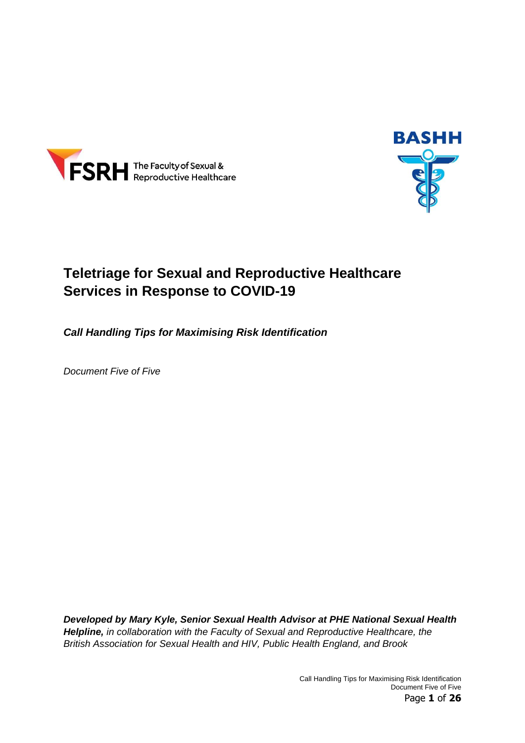FSRH The Faculty of Sexual & Reproductive Healthcare

BASHH

# Teletriage for Sexual and Reproductive Healthcare Services in Response to COVID-19

***Call Handling Tips for Maximising Risk Identification***

*Document Five of Five*

***Developed by Mary Kyle, Senior Sexual Health Advisor at PHE National Sexual Health Helpline,*** *in collaboration with the Faculty of Sexual and Reproductive Healthcare, the British Association for Sexual Health and HIV, Public Health England, and Brook*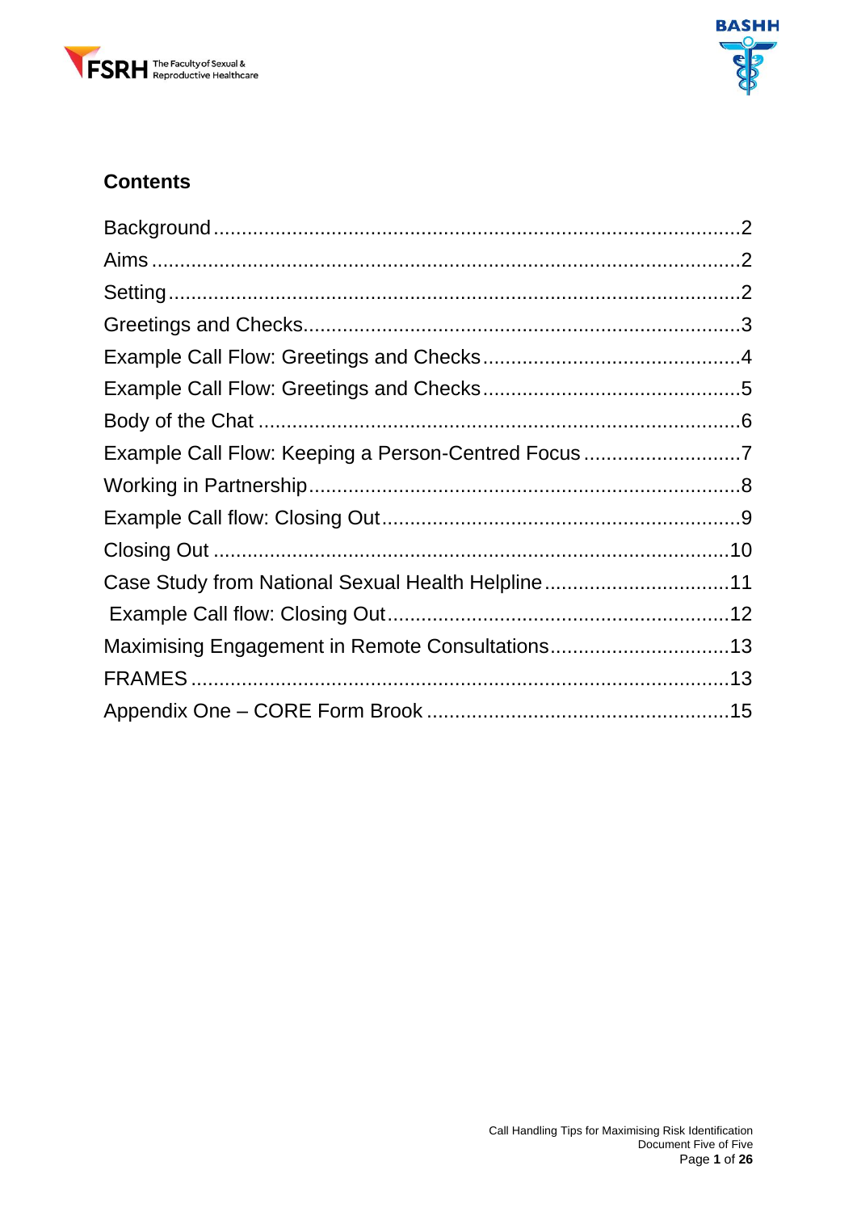## Contents

Background....................2
Aims....................2
Setting....................2
Greetings and Checks....................3
Example Call Flow: Greetings and Checks....................4
Example Call Flow: Greetings and Checks....................5
Body of the Chat....................6
Example Call Flow: Keeping a Person-Centred Focus....................7
Working in Partnership....................8
Example Call flow: Closing Out....................9
Closing Out....................10
Case Study from National Sexual Health Helpline....................11
Example Call flow: Closing Out....................12
Maximising Engagement in Remote Consultations....................13
FRAMES....................13
Appendix One – CORE Form Brook....................15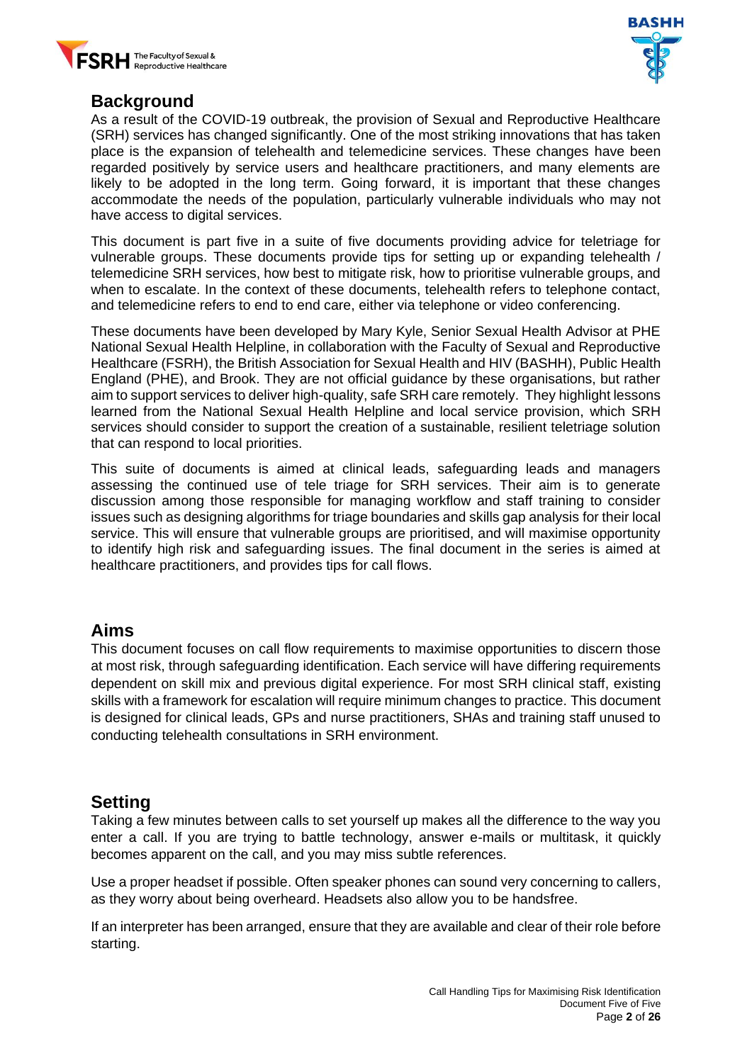## Background

As a result of the COVID-19 outbreak, the provision of Sexual and Reproductive Healthcare (SRH) services has changed significantly. One of the most striking innovations that has taken place is the expansion of telehealth and telemedicine services. These changes have been regarded positively by service users and healthcare practitioners, and many elements are likely to be adopted in the long term. Going forward, it is important that these changes accommodate the needs of the population, particularly vulnerable individuals who may not have access to digital services.

This document is part five in a suite of five documents providing advice for teletriage for vulnerable groups. These documents provide tips for setting up or expanding telehealth / telemedicine SRH services, how best to mitigate risk, how to prioritise vulnerable groups, and when to escalate. In the context of these documents, telehealth refers to telephone contact, and telemedicine refers to end to end care, either via telephone or video conferencing.

These documents have been developed by Mary Kyle, Senior Sexual Health Advisor at PHE National Sexual Health Helpline, in collaboration with the Faculty of Sexual and Reproductive Healthcare (FSRH), the British Association for Sexual Health and HIV (BASHH), Public Health England (PHE), and Brook. They are not official guidance by these organisations, but rather aim to support services to deliver high-quality, safe SRH care remotely. They highlight lessons learned from the National Sexual Health Helpline and local service provision, which SRH services should consider to support the creation of a sustainable, resilient teletriage solution that can respond to local priorities.

This suite of documents is aimed at clinical leads, safeguarding leads and managers assessing the continued use of tele triage for SRH services. Their aim is to generate discussion among those responsible for managing workflow and staff training to consider issues such as designing algorithms for triage boundaries and skills gap analysis for their local service. This will ensure that vulnerable groups are prioritised, and will maximise opportunity to identify high risk and safeguarding issues. The final document in the series is aimed at healthcare practitioners, and provides tips for call flows.

## Aims

This document focuses on call flow requirements to maximise opportunities to discern those at most risk, through safeguarding identification. Each service will have differing requirements dependent on skill mix and previous digital experience. For most SRH clinical staff, existing skills with a framework for escalation will require minimum changes to practice. This document is designed for clinical leads, GPs and nurse practitioners, SHAs and training staff unused to conducting telehealth consultations in SRH environment.

## Setting

Taking a few minutes between calls to set yourself up makes all the difference to the way you enter a call. If you are trying to battle technology, answer e-mails or multitask, it quickly becomes apparent on the call, and you may miss subtle references.

Use a proper headset if possible. Often speaker phones can sound very concerning to callers, as they worry about being overheard. Headsets also allow you to be handsfree.

If an interpreter has been arranged, ensure that they are available and clear of their role before starting.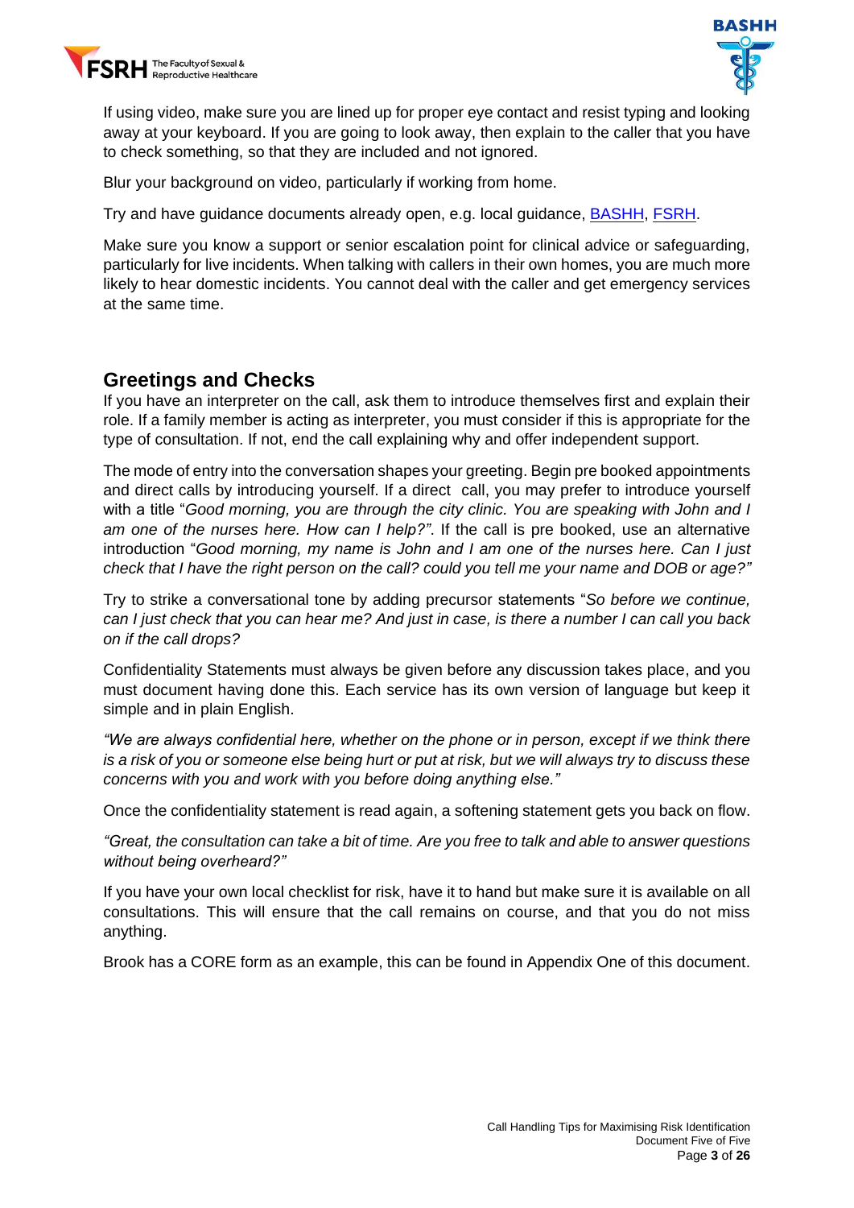If using video, make sure you are lined up for proper eye contact and resist typing and looking away at your keyboard. If you are going to look away, then explain to the caller that you have to check something, so that they are included and not ignored.

Blur your background on video, particularly if working from home.

Try and have guidance documents already open, e.g. local guidance, BASHH, FSRH.

Make sure you know a support or senior escalation point for clinical advice or safeguarding, particularly for live incidents. When talking with callers in their own homes, you are much more likely to hear domestic incidents. You cannot deal with the caller and get emergency services at the same time.

## Greetings and Checks

If you have an interpreter on the call, ask them to introduce themselves first and explain their role. If a family member is acting as interpreter, you must consider if this is appropriate for the type of consultation. If not, end the call explaining why and offer independent support.

The mode of entry into the conversation shapes your greeting. Begin pre booked appointments and direct calls by introducing yourself. If a direct call, you may prefer to introduce yourself with a title "*Good morning, you are through the city clinic. You are speaking with John and I am one of the nurses here. How can I help?"*. If the call is pre booked, use an alternative introduction "*Good morning, my name is John and I am one of the nurses here. Can I just check that I have the right person on the call? could you tell me your name and DOB or age?"*

Try to strike a conversational tone by adding precursor statements "*So before we continue, can I just check that you can hear me? And just in case, is there a number I can call you back on if the call drops?*

Confidentiality Statements must always be given before any discussion takes place, and you must document having done this. Each service has its own version of language but keep it simple and in plain English.

*"We are always confidential here, whether on the phone or in person, except if we think there is a risk of you or someone else being hurt or put at risk, but we will always try to discuss these concerns with you and work with you before doing anything else."*

Once the confidentiality statement is read again, a softening statement gets you back on flow.

*"Great, the consultation can take a bit of time. Are you free to talk and able to answer questions without being overheard?"*

If you have your own local checklist for risk, have it to hand but make sure it is available on all consultations. This will ensure that the call remains on course, and that you do not miss anything.

Brook has a CORE form as an example, this can be found in Appendix One of this document.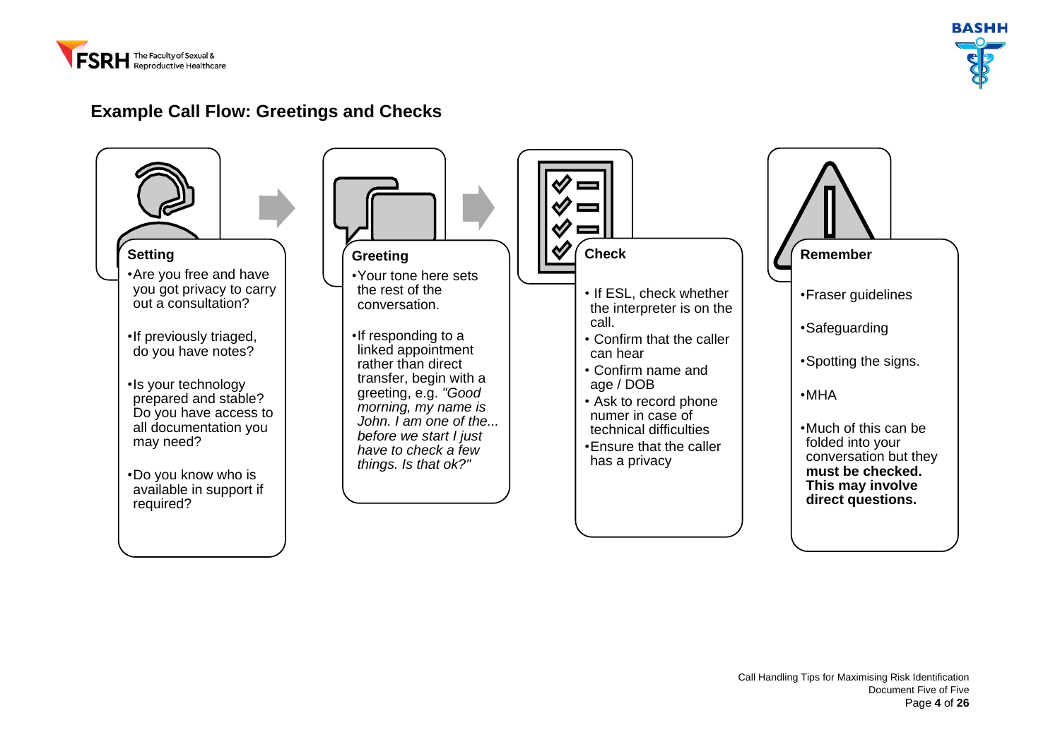## Example Call Flow: Greetings and Checks

### Setting

- Are you free and have you got privacy to carry out a consultation?
- If previously triaged, do you have notes?
- Is your technology prepared and stable? Do you have access to all documentation you may need?
- Do you know who is available in support if required?

### Greeting

- Your tone here sets the rest of the conversation.
- If responding to a linked appointment rather than direct transfer, begin with a greeting, e.g. *"Good morning, my name is John. I am one of the... before we start I just have to check a few things. Is that ok?"*

### Check

- If ESL, check whether the interpreter is on the call.
- Confirm that the caller can hear
- Confirm name and age / DOB
- Ask to record phone numer in case of technical difficulties
- Ensure that the caller has a privacy

### Remember

- Fraser guidelines
- Safeguarding
- Spotting the signs.
- MHA
- Much of this can be folded into your conversation but they **must be checked. This may involve direct questions.**

Call Handling Tips for Maximising Risk Identification
Document Five of Five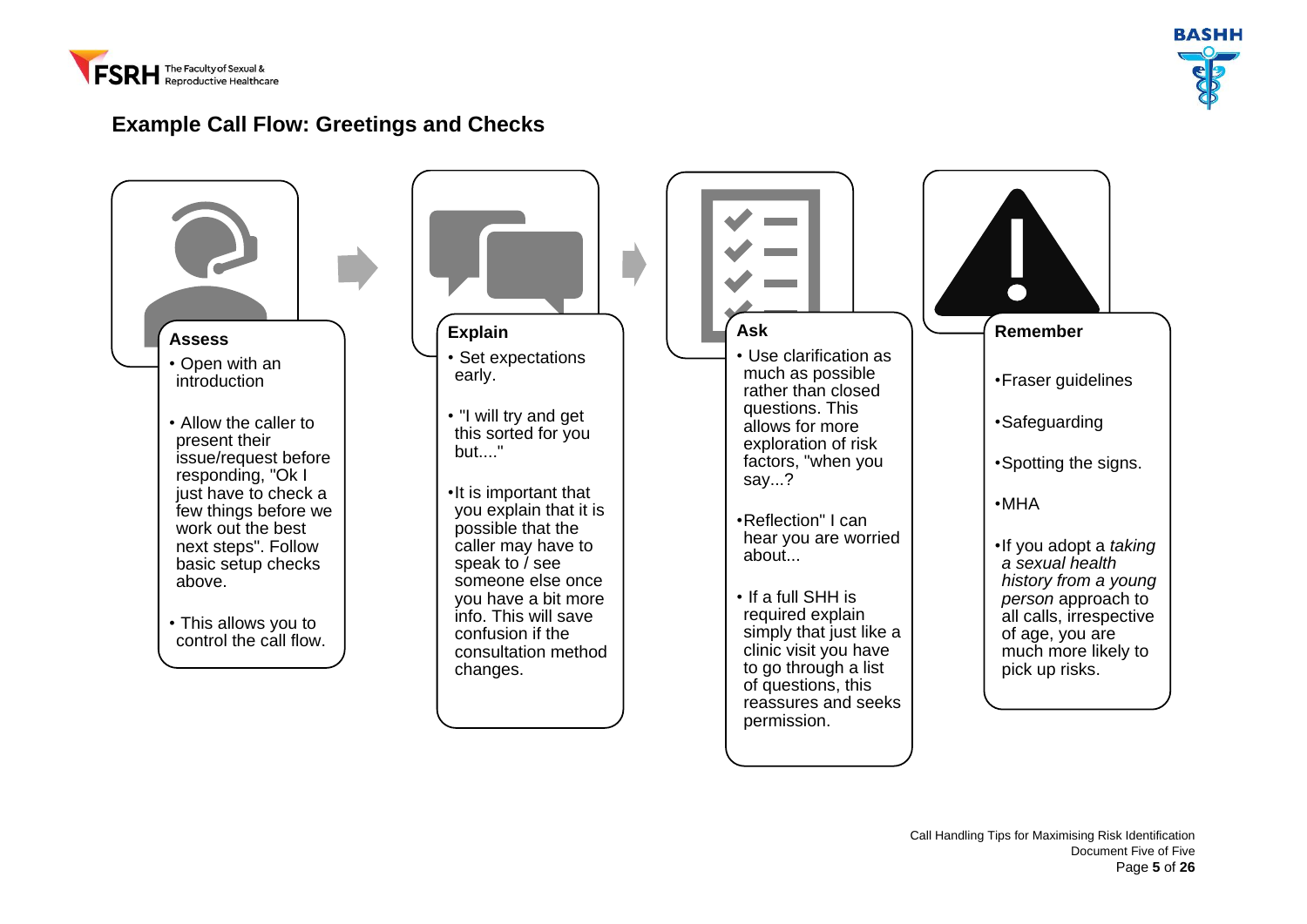## Example Call Flow: Greetings and Checks

### Assess

- Open with an introduction
- Allow the caller to present their issue/request before responding, "Ok I just have to check a few things before we work out the best next steps". Follow basic setup checks above.
- This allows you to control the call flow.

### Explain

- Set expectations early.
- "I will try and get this sorted for you but...."
- It is important that you explain that it is possible that the caller may have to speak to / see someone else once you have a bit more info. This will save confusion if the consultation method changes.

### Ask

- Use clarification as much as possible rather than closed questions. This allows for more exploration of risk factors, "when you say...?
- Reflection" I can hear you are worried about...
- If a full SHH is required explain simply that just like a clinic visit you have to go through a list of questions, this reassures and seeks permission.

### Remember

- Fraser guidelines
- Safeguarding
- Spotting the signs.
- MHA
- If you adopt a *taking a sexual health history from a young person* approach to all calls, irrespective of age, you are much more likely to pick up risks.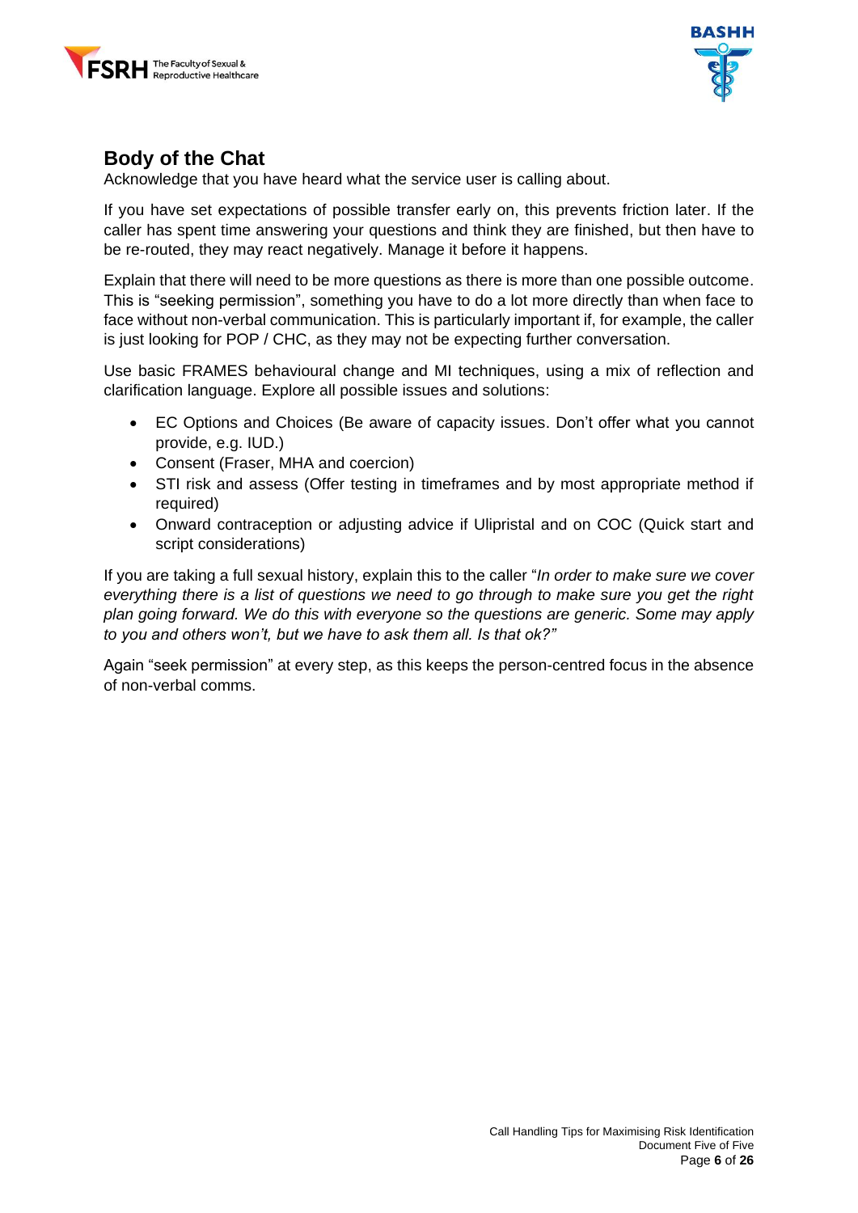## Body of the Chat

Acknowledge that you have heard what the service user is calling about.

If you have set expectations of possible transfer early on, this prevents friction later. If the caller has spent time answering your questions and think they are finished, but then have to be re-routed, they may react negatively. Manage it before it happens.

Explain that there will need to be more questions as there is more than one possible outcome. This is "seeking permission", something you have to do a lot more directly than when face to face without non-verbal communication. This is particularly important if, for example, the caller is just looking for POP / CHC, as they may not be expecting further conversation.

Use basic FRAMES behavioural change and MI techniques, using a mix of reflection and clarification language. Explore all possible issues and solutions:

- EC Options and Choices (Be aware of capacity issues. Don't offer what you cannot provide, e.g. IUD.)
- Consent (Fraser, MHA and coercion)
- STI risk and assess (Offer testing in timeframes and by most appropriate method if required)
- Onward contraception or adjusting advice if Ulipristal and on COC (Quick start and script considerations)

If you are taking a full sexual history, explain this to the caller "*In order to make sure we cover everything there is a list of questions we need to go through to make sure you get the right plan going forward. We do this with everyone so the questions are generic. Some may apply to you and others won't, but we have to ask them all. Is that ok?"*

Again "seek permission" at every step, as this keeps the person-centred focus in the absence of non-verbal comms.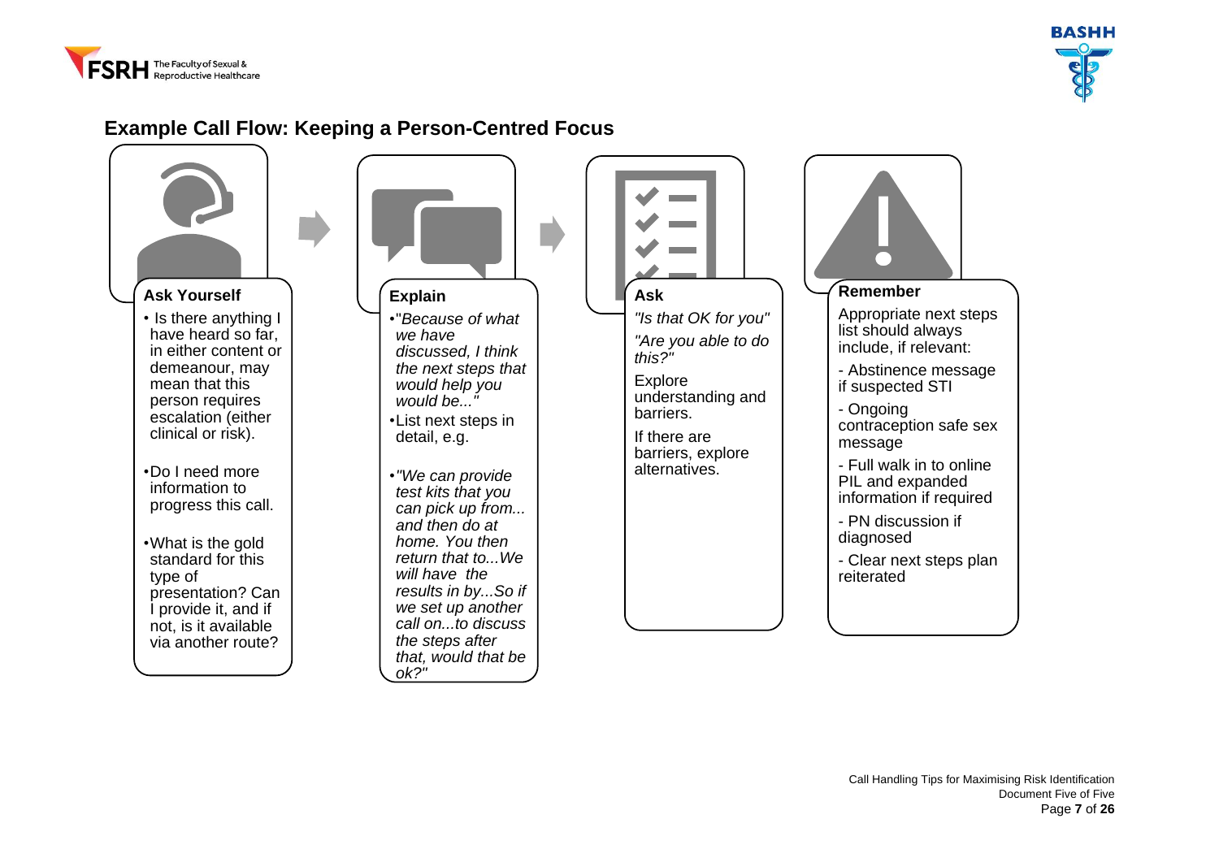## Example Call Flow: Keeping a Person-Centred Focus

### Ask Yourself

- Is there anything I have heard so far, in either content or demeanour, may mean that this person requires escalation (either clinical or risk).
- Do I need more information to progress this call.
- What is the gold standard for this type of presentation? Can I provide it, and if not, is it available via another route?

### Explain

- *"Because of what we have discussed, I think the next steps that would help you would be..."*
- List next steps in detail, e.g.
- *"We can provide test kits that you can pick up from... and then do at home. You then return that to...We will have the results in by...So if we set up another call on...to discuss the steps after that, would that be ok?"*

### Ask

*"Is that OK for you"*

*"Are you able to do this?"*

Explore understanding and barriers.

If there are barriers, explore alternatives.

### Remember

Appropriate next steps list should always include, if relevant:

- Abstinence message if suspected STI
- Ongoing contraception safe sex message
- Full walk in to online PIL and expanded information if required
- PN discussion if diagnosed
- Clear next steps plan reiterated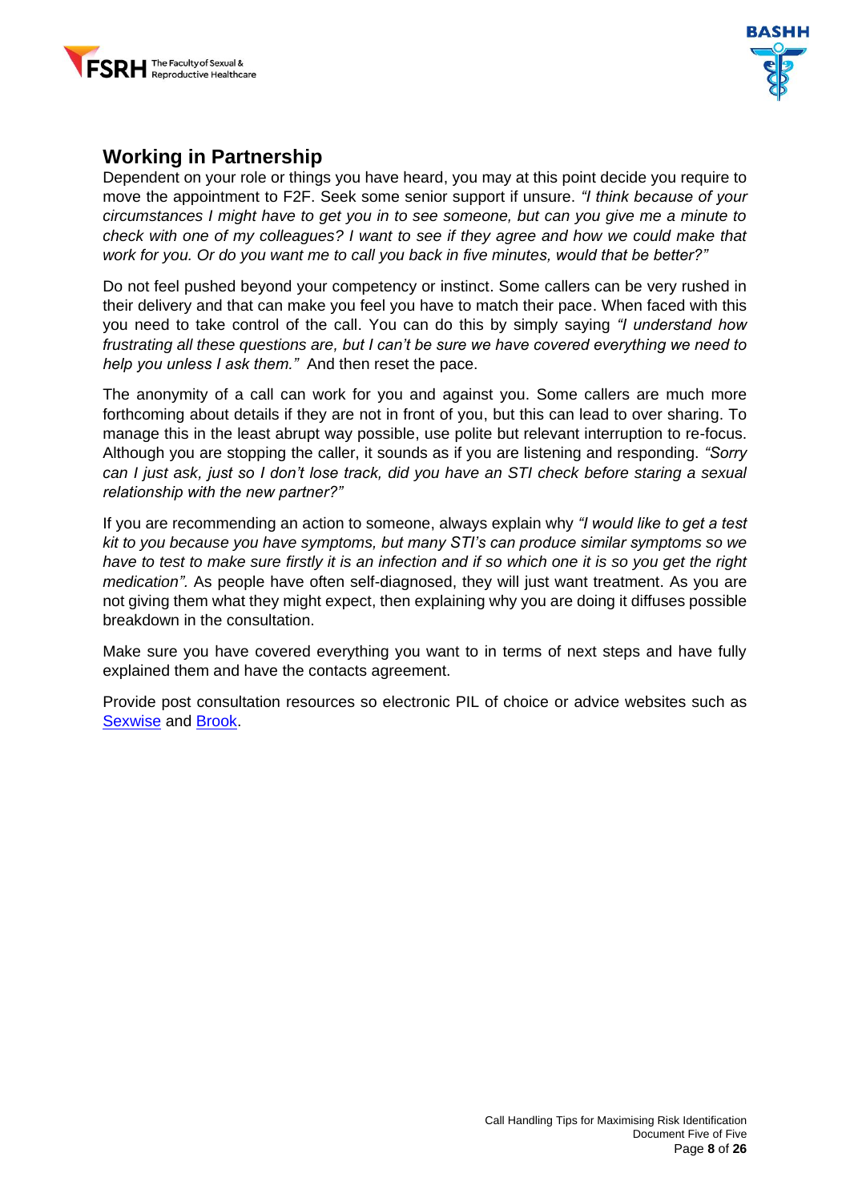## Working in Partnership

Dependent on your role or things you have heard, you may at this point decide you require to move the appointment to F2F. Seek some senior support if unsure. *"I think because of your circumstances I might have to get you in to see someone, but can you give me a minute to check with one of my colleagues? I want to see if they agree and how we could make that work for you. Or do you want me to call you back in five minutes, would that be better?"*

Do not feel pushed beyond your competency or instinct. Some callers can be very rushed in their delivery and that can make you feel you have to match their pace. When faced with this you need to take control of the call. You can do this by simply saying *"I understand how frustrating all these questions are, but I can't be sure we have covered everything we need to help you unless I ask them."* And then reset the pace.

The anonymity of a call can work for you and against you. Some callers are much more forthcoming about details if they are not in front of you, but this can lead to over sharing. To manage this in the least abrupt way possible, use polite but relevant interruption to re-focus. Although you are stopping the caller, it sounds as if you are listening and responding. *"Sorry can I just ask, just so I don't lose track, did you have an STI check before staring a sexual relationship with the new partner?"*

If you are recommending an action to someone, always explain why *"I would like to get a test kit to you because you have symptoms, but many STI's can produce similar symptoms so we have to test to make sure firstly it is an infection and if so which one it is so you get the right medication".* As people have often self-diagnosed, they will just want treatment. As you are not giving them what they might expect, then explaining why you are doing it diffuses possible breakdown in the consultation.

Make sure you have covered everything you want to in terms of next steps and have fully explained them and have the contacts agreement.

Provide post consultation resources so electronic PIL of choice or advice websites such as [Sexwise]() and [Brook]().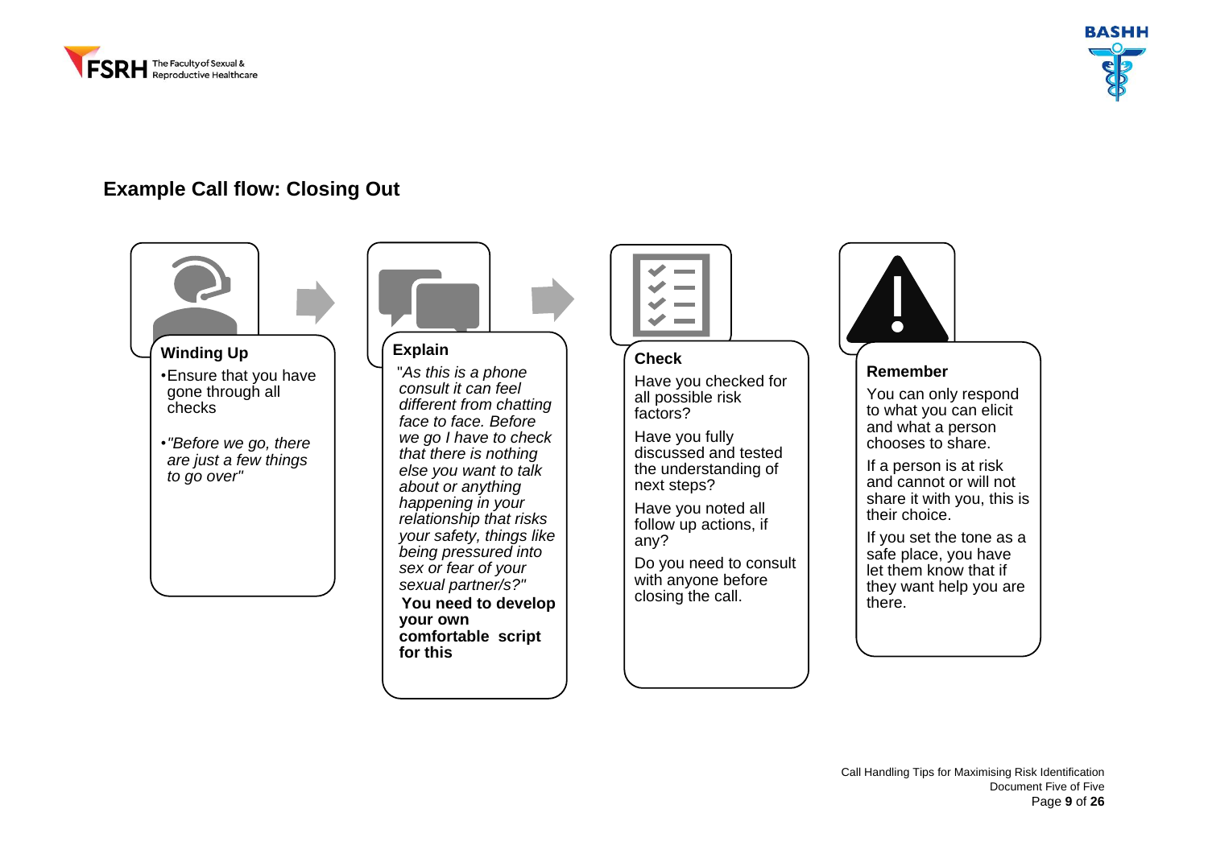## Example Call flow: Closing Out

### Winding Up

- Ensure that you have gone through all checks
- *"Before we go, there are just a few things to go over"*

### Explain

"*As this is a phone consult it can feel different from chatting face to face. Before we go I have to check that there is nothing else you want to talk about or anything happening in your relationship that risks your safety, things like being pressured into sex or fear of your sexual partner/s?"*

**You need to develop your own comfortable script for this**

### Check

Have you checked for all possible risk factors?

Have you fully discussed and tested the understanding of next steps?

Have you noted all follow up actions, if any?

Do you need to consult with anyone before closing the call.

### Remember

You can only respond to what you can elicit and what a person chooses to share.

If a person is at risk and cannot or will not share it with you, this is their choice.

If you set the tone as a safe place, you have let them know that if they want help you are there.

Call Handling Tips for Maximising Risk Identification
Document Five of Five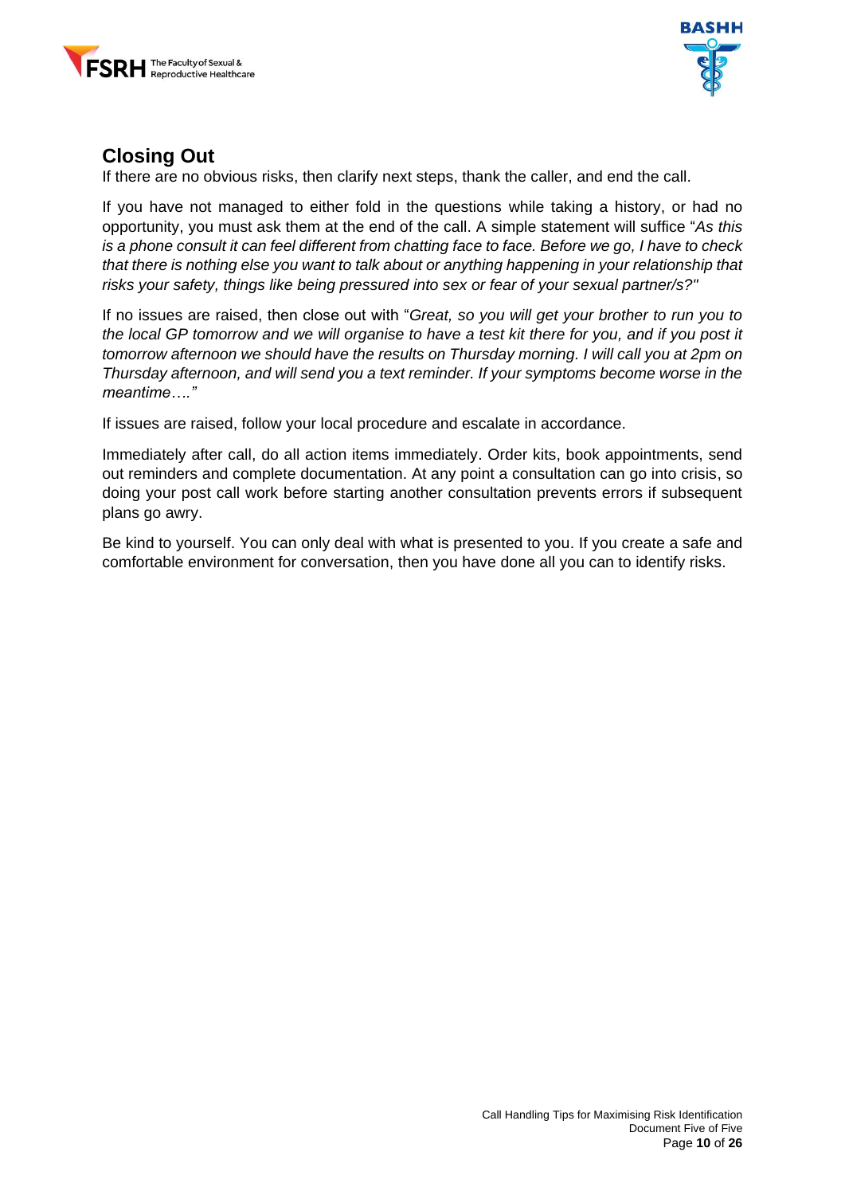## Closing Out

If there are no obvious risks, then clarify next steps, thank the caller, and end the call.

If you have not managed to either fold in the questions while taking a history, or had no opportunity, you must ask them at the end of the call. A simple statement will suffice "*As this is a phone consult it can feel different from chatting face to face. Before we go, I have to check that there is nothing else you want to talk about or anything happening in your relationship that risks your safety, things like being pressured into sex or fear of your sexual partner/s?"*

If no issues are raised, then close out with "*Great, so you will get your brother to run you to the local GP tomorrow and we will organise to have a test kit there for you, and if you post it tomorrow afternoon we should have the results on Thursday morning. I will call you at 2pm on Thursday afternoon, and will send you a text reminder. If your symptoms become worse in the meantime…."*

If issues are raised, follow your local procedure and escalate in accordance.

Immediately after call, do all action items immediately. Order kits, book appointments, send out reminders and complete documentation. At any point a consultation can go into crisis, so doing your post call work before starting another consultation prevents errors if subsequent plans go awry.

Be kind to yourself. You can only deal with what is presented to you. If you create a safe and comfortable environment for conversation, then you have done all you can to identify risks.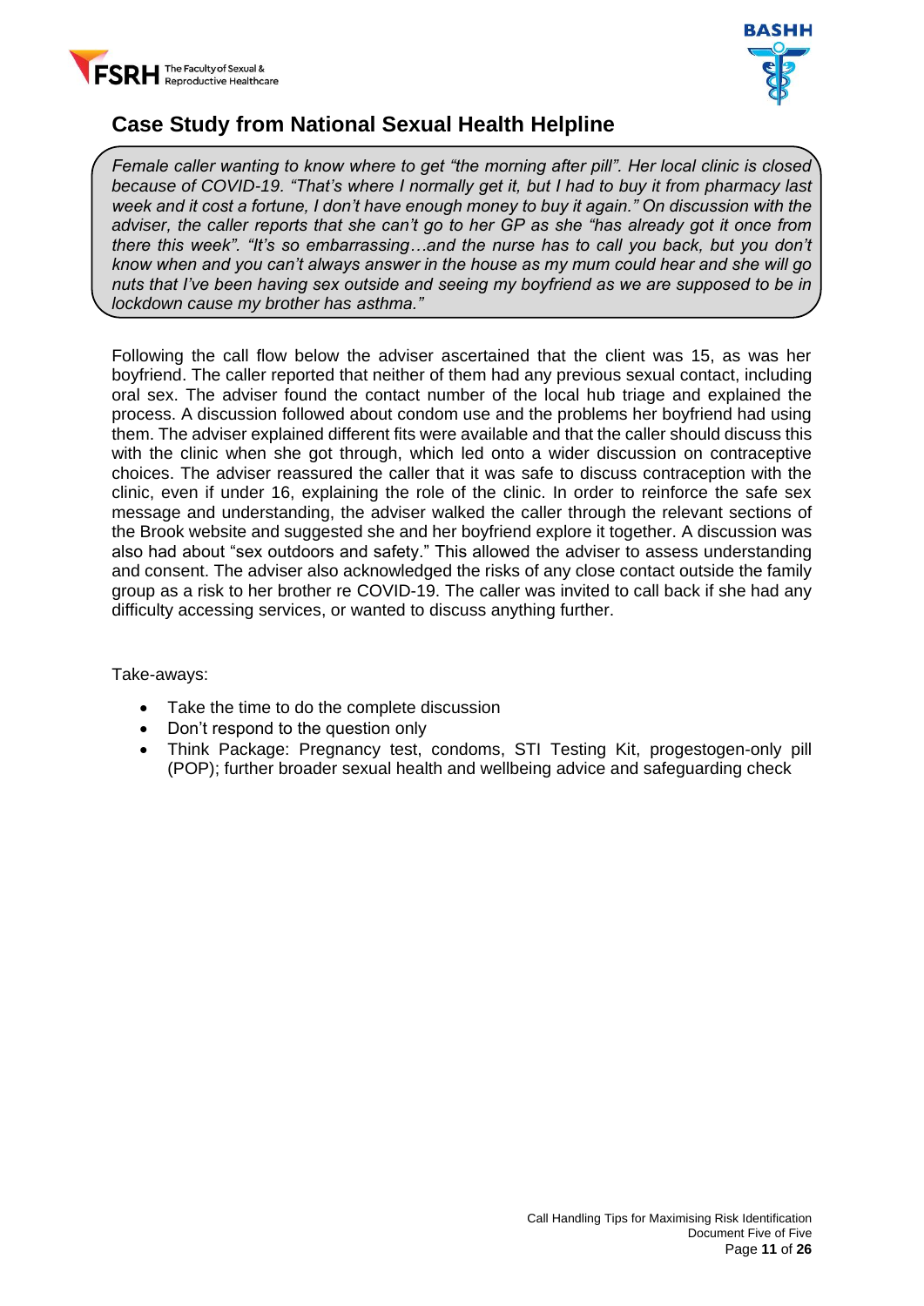## Case Study from National Sexual Health Helpline

> *Female caller wanting to know where to get "the morning after pill". Her local clinic is closed because of COVID-19. "That's where I normally get it, but I had to buy it from pharmacy last week and it cost a fortune, I don't have enough money to buy it again." On discussion with the adviser, the caller reports that she can't go to her GP as she "has already got it once from there this week". "It's so embarrassing…and the nurse has to call you back, but you don't know when and you can't always answer in the house as my mum could hear and she will go nuts that I've been having sex outside and seeing my boyfriend as we are supposed to be in lockdown cause my brother has asthma."*

Following the call flow below the adviser ascertained that the client was 15, as was her boyfriend. The caller reported that neither of them had any previous sexual contact, including oral sex. The adviser found the contact number of the local hub triage and explained the process. A discussion followed about condom use and the problems her boyfriend had using them. The adviser explained different fits were available and that the caller should discuss this with the clinic when she got through, which led onto a wider discussion on contraceptive choices. The adviser reassured the caller that it was safe to discuss contraception with the clinic, even if under 16, explaining the role of the clinic. In order to reinforce the safe sex message and understanding, the adviser walked the caller through the relevant sections of the Brook website and suggested she and her boyfriend explore it together. A discussion was also had about "sex outdoors and safety." This allowed the adviser to assess understanding and consent. The adviser also acknowledged the risks of any close contact outside the family group as a risk to her brother re COVID-19. The caller was invited to call back if she had any difficulty accessing services, or wanted to discuss anything further.

Take-aways:

- Take the time to do the complete discussion
- Don't respond to the question only
- Think Package: Pregnancy test, condoms, STI Testing Kit, progestogen-only pill (POP); further broader sexual health and wellbeing advice and safeguarding check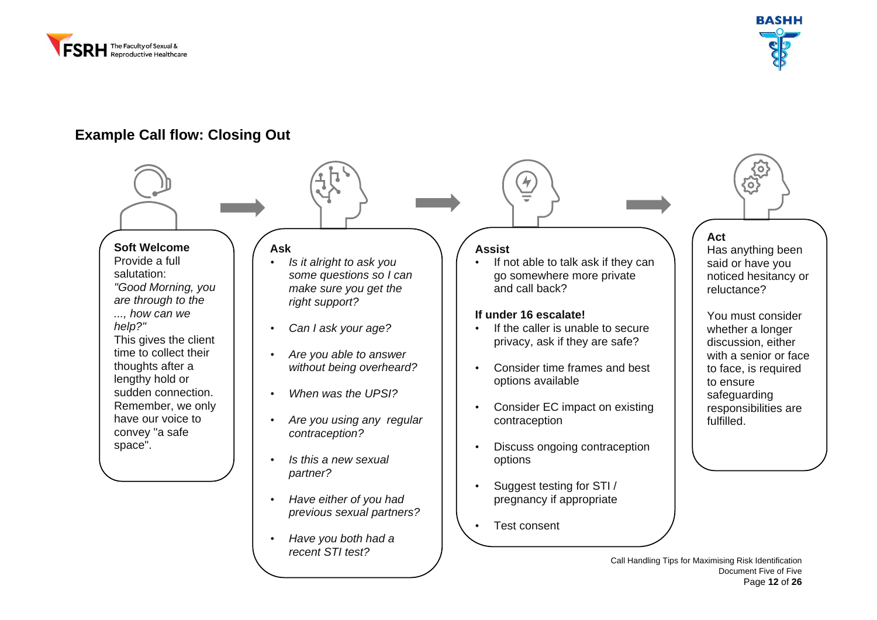## Example Call flow: Closing Out

**Soft Welcome**
Provide a full salutation:
*"Good Morning, you are through to the ..., how can we help?"*
This gives the client time to collect their thoughts after a lengthy hold or sudden connection. Remember, we only have our voice to convey "a safe space".

**Ask**

- *Is it alright to ask you some questions so I can make sure you get the right support?*
- *Can I ask your age?*
- *Are you able to answer without being overheard?*
- *When was the UPSI?*
- *Are you using any regular contraception?*
- *Is this a new sexual partner?*
- *Have either of you had previous sexual partners?*
- *Have you both had a recent STI test?*

**Assist**

- If not able to talk ask if they can go somewhere more private and call back?

**If under 16 escalate!**

- If the caller is unable to secure privacy, ask if they are safe?
- Consider time frames and best options available
- Consider EC impact on existing contraception
- Discuss ongoing contraception options
- Suggest testing for STI / pregnancy if appropriate
- Test consent

**Act**
Has anything been said or have you noticed hesitancy or reluctance?

You must consider whether a longer discussion, either with a senior or face to face, is required to ensure safeguarding responsibilities are fulfilled.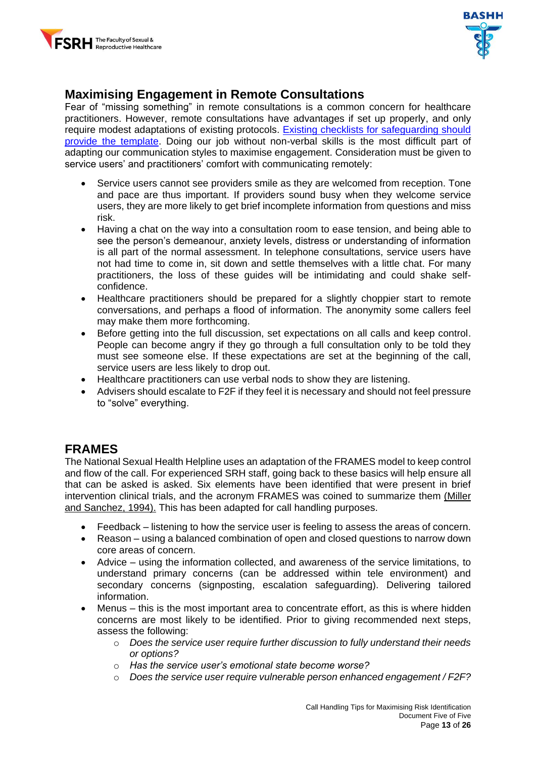## Maximising Engagement in Remote Consultations

Fear of "missing something" in remote consultations is a common concern for healthcare practitioners. However, remote consultations have advantages if set up properly, and only require modest adaptations of existing protocols. [Existing checklists for safeguarding should provide the template](). Doing our job without non-verbal skills is the most difficult part of adapting our communication styles to maximise engagement. Consideration must be given to service users' and practitioners' comfort with communicating remotely:

- Service users cannot see providers smile as they are welcomed from reception. Tone and pace are thus important. If providers sound busy when they welcome service users, they are more likely to get brief incomplete information from questions and miss risk.
- Having a chat on the way into a consultation room to ease tension, and being able to see the person's demeanour, anxiety levels, distress or understanding of information is all part of the normal assessment. In telephone consultations, service users have not had time to come in, sit down and settle themselves with a little chat. For many practitioners, the loss of these guides will be intimidating and could shake self-confidence.
- Healthcare practitioners should be prepared for a slightly choppier start to remote conversations, and perhaps a flood of information. The anonymity some callers feel may make them more forthcoming.
- Before getting into the full discussion, set expectations on all calls and keep control. People can become angry if they go through a full consultation only to be told they must see someone else. If these expectations are set at the beginning of the call, service users are less likely to drop out.
- Healthcare practitioners can use verbal nods to show they are listening.
- Advisers should escalate to F2F if they feel it is necessary and should not feel pressure to "solve" everything.

## FRAMES

The National Sexual Health Helpline uses an adaptation of the FRAMES model to keep control and flow of the call. For experienced SRH staff, going back to these basics will help ensure all that can be asked is asked. Six elements have been identified that were present in brief intervention clinical trials, and the acronym FRAMES was coined to summarize them [(Miller and Sanchez, 1994).]() This has been adapted for call handling purposes.

- Feedback – listening to how the service user is feeling to assess the areas of concern.
- Reason – using a balanced combination of open and closed questions to narrow down core areas of concern.
- Advice – using the information collected, and awareness of the service limitations, to understand primary concerns (can be addressed within tele environment) and secondary concerns (signposting, escalation safeguarding). Delivering tailored information.
- Menus – this is the most important area to concentrate effort, as this is where hidden concerns are most likely to be identified. Prior to giving recommended next steps, assess the following:
  - *Does the service user require further discussion to fully understand their needs or options?*
  - *Has the service user's emotional state become worse?*
  - *Does the service user require vulnerable person enhanced engagement / F2F?*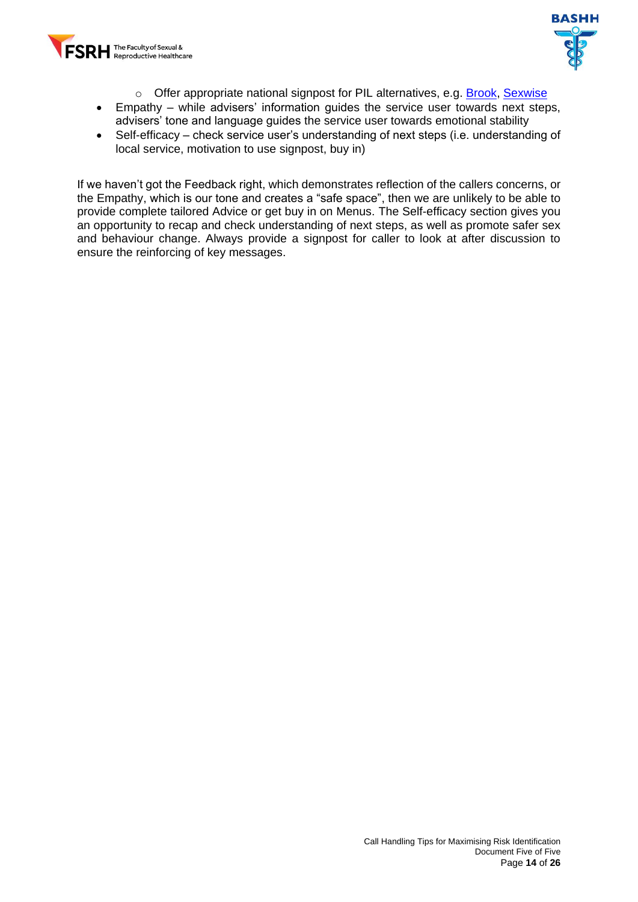- Offer appropriate national signpost for PIL alternatives, e.g. Brook, Sexwise
- Empathy – while advisers' information guides the service user towards next steps, advisers' tone and language guides the service user towards emotional stability
- Self-efficacy – check service user's understanding of next steps (i.e. understanding of local service, motivation to use signpost, buy in)

If we haven't got the Feedback right, which demonstrates reflection of the callers concerns, or the Empathy, which is our tone and creates a "safe space", then we are unlikely to be able to provide complete tailored Advice or get buy in on Menus. The Self-efficacy section gives you an opportunity to recap and check understanding of next steps, as well as promote safer sex and behaviour change. Always provide a signpost for caller to look at after discussion to ensure the reinforcing of key messages.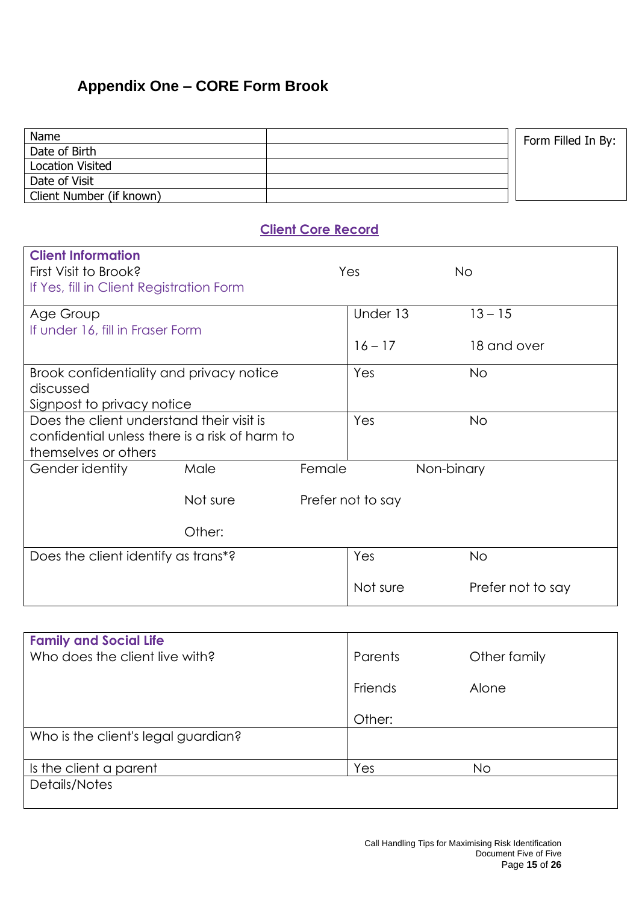## Appendix One – CORE Form Brook

| Name | |
|---|---|
| Date of Birth | |
| Location Visited | |
| Date of Visit | |
| Client Number (if known) | |

| Form Filled In By: |
|---|
| |

### Client Core Record

| **Client Information**<br>First Visit to Brook?<br>If Yes, fill in Client Registration Form | | Yes | No |
|---|---|---|---|
| Age Group<br>If under 16, fill in Fraser Form | | Under 13<br><br>16 – 17 | 13 – 15<br><br>18 and over |
| Brook confidentiality and privacy notice discussed<br>Signpost to privacy notice | | Yes | No |
| Does the client understand their visit is confidential unless there is a risk of harm to themselves or others | | Yes | No |
| Gender identity | Male<br><br>Not sure<br><br>Other: | Female<br><br>Prefer not to say | Non-binary |
| Does the client identify as trans*? | | Yes<br><br>Not sure | No<br><br>Prefer not to say |

| **Family and Social Life**<br>Who does the client live with? | Parents<br><br>Friends<br><br>Other: | Other family<br><br>Alone |
|---|---|---|
| Who is the client's legal guardian? | | |
| Is the client a parent | Yes | No |
| Details/Notes | | |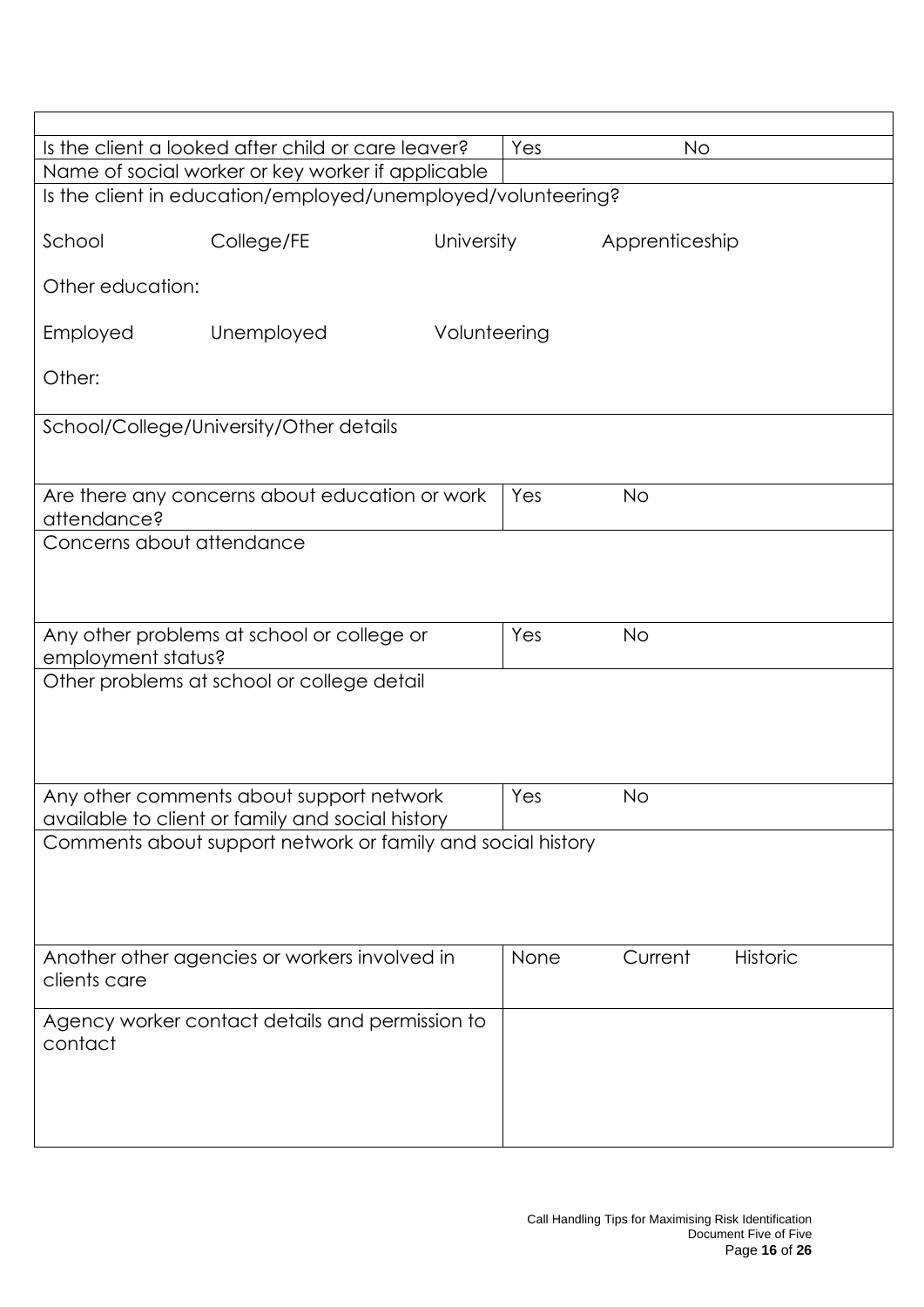| | |
|---|---|
| Is the client a looked after child or care leaver? | Yes No |
| Name of social worker or key worker if applicable | |
| Is the client in education/employed/unemployed/volunteering?<br><br>School College/FE University Apprenticeship<br><br>Other education:<br><br>Employed Unemployed Volunteering<br><br>Other: | |
| School/College/University/Other details | |
| Are there any concerns about education or work attendance? | Yes No |
| Concerns about attendance | |
| Any other problems at school or college or employment status? | Yes No |
| Other problems at school or college detail | |
| Any other comments about support network available to client or family and social history | Yes No |
| Comments about support network or family and social history | |
| Another other agencies or workers involved in clients care | None Current Historic |
| Agency worker contact details and permission to contact | |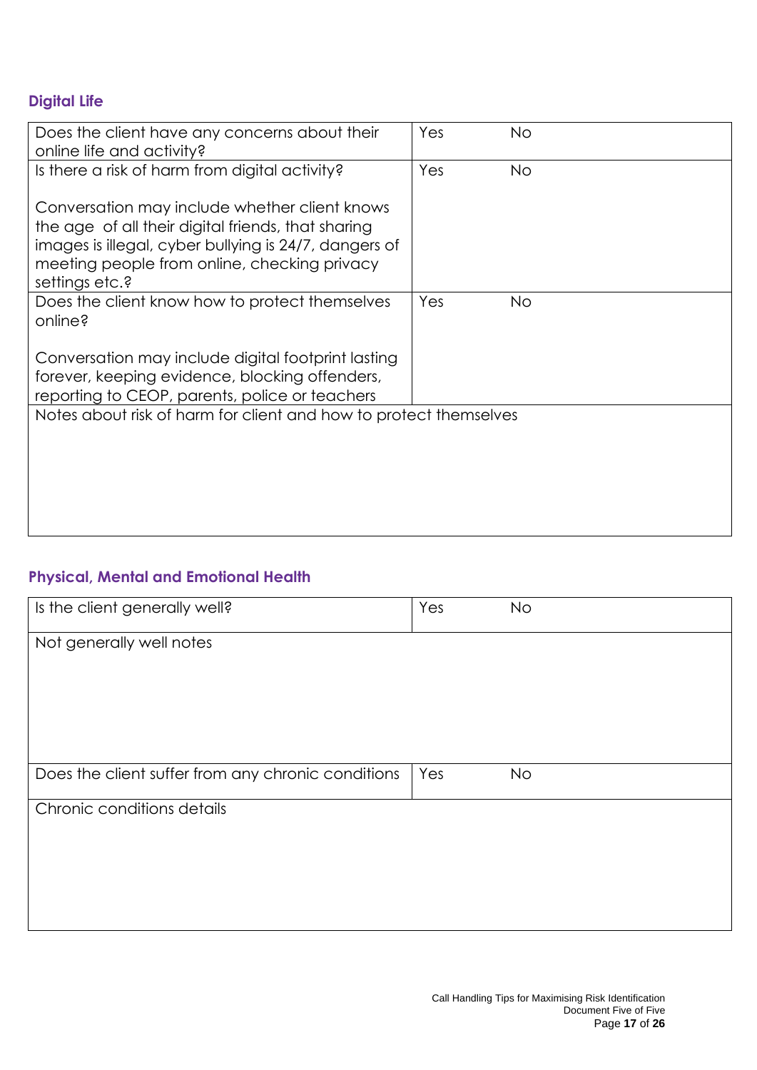## Digital Life

| Question | | |
|---|---|---|
| Does the client have any concerns about their online life and activity? | Yes | No |
| Is there a risk of harm from digital activity?<br><br>Conversation may include whether client knows the age of all their digital friends, that sharing images is illegal, cyber bullying is 24/7, dangers of meeting people from online, checking privacy settings etc.? | Yes | No |
| Does the client know how to protect themselves online?<br><br>Conversation may include digital footprint lasting forever, keeping evidence, blocking offenders, reporting to CEOP, parents, police or teachers | Yes | No |
| Notes about risk of harm for client and how to protect themselves | | |

## Physical, Mental and Emotional Health

| Question | | |
|---|---|---|
| Is the client generally well? | Yes | No |
| Not generally well notes | | |
| Does the client suffer from any chronic conditions | Yes | No |
| Chronic conditions details | | |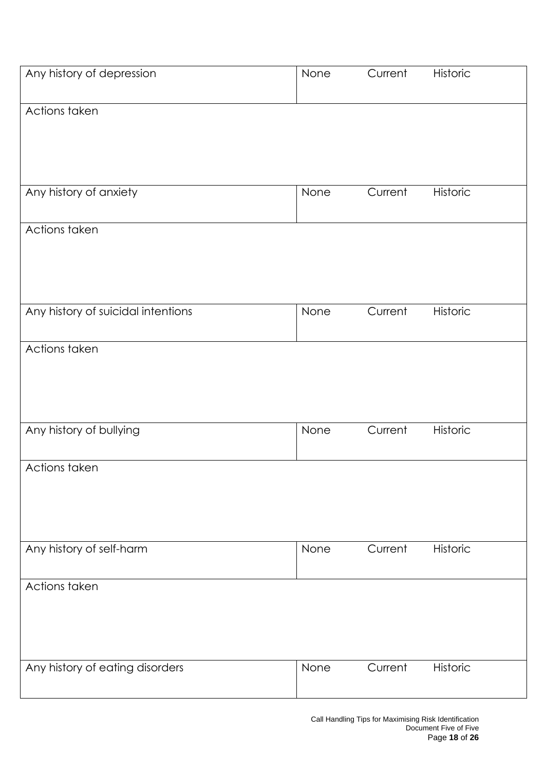| Any history of depression | None Current Historic |
|---|---|
| Actions taken | |
| Any history of anxiety | None Current Historic |
| Actions taken | |
| Any history of suicidal intentions | None Current Historic |
| Actions taken | |
| Any history of bullying | None Current Historic |
| Actions taken | |
| Any history of self-harm | None Current Historic |
| Actions taken | |
| Any history of eating disorders | None Current Historic |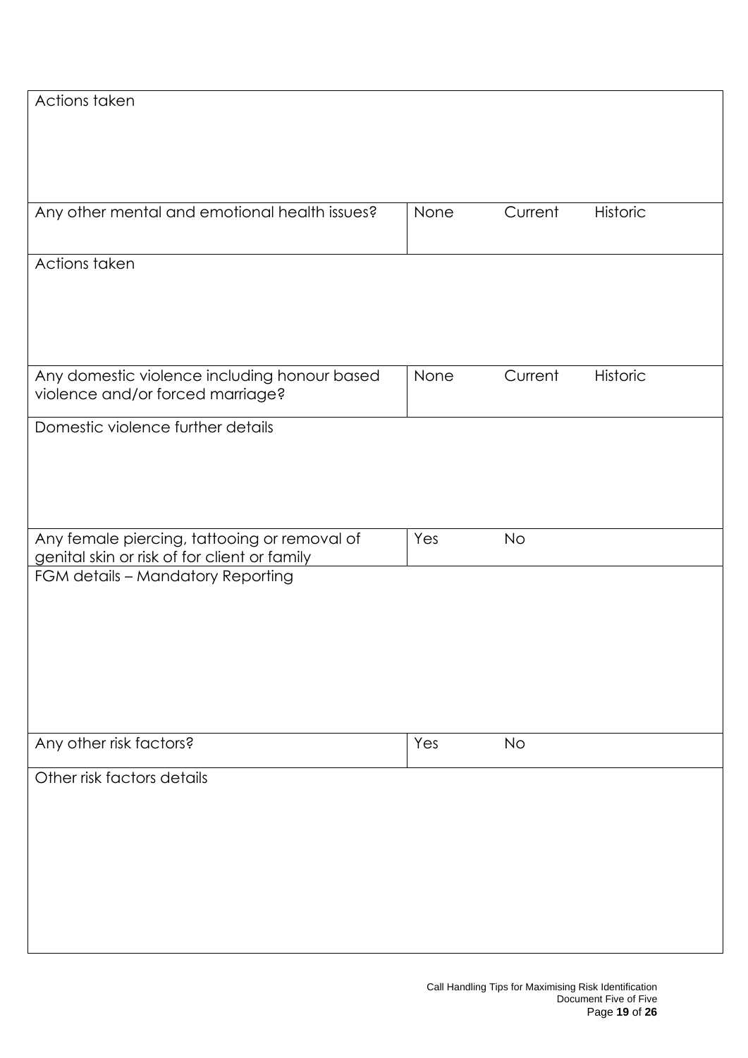| Actions taken | | | |
|---|---|---|---|
| | | | |
| Any other mental and emotional health issues? | None | Current | Historic |
| Actions taken | | | |
| | | | |
| Any domestic violence including honour based violence and/or forced marriage? | None | Current | Historic |
| Domestic violence further details | | | |
| | | | |
| Any female piercing, tattooing or removal of genital skin or risk of for client or family | Yes | No | |
| FGM details – Mandatory Reporting | | | |
| | | | |
| Any other risk factors? | Yes | No | |
| Other risk factors details | | | |
| | | | |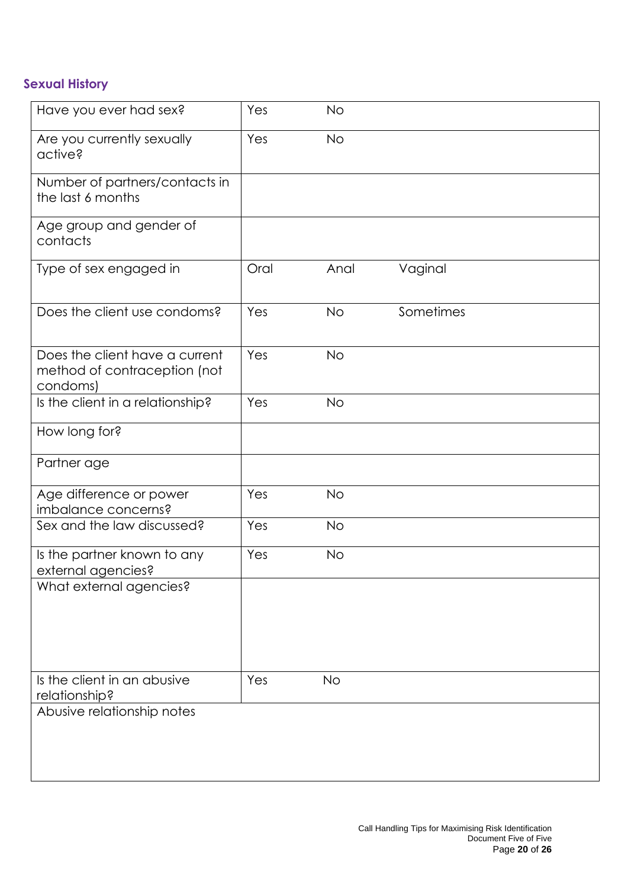## Sexual History

| | | | |
|---|---|---|---|
| Have you ever had sex? | Yes | No | |
| Are you currently sexually active? | Yes | No | |
| Number of partners/contacts in the last 6 months | | | |
| Age group and gender of contacts | | | |
| Type of sex engaged in | Oral | Anal | Vaginal |
| Does the client use condoms? | Yes | No | Sometimes |
| Does the client have a current method of contraception (not condoms) | Yes | No | |
| Is the client in a relationship? | Yes | No | |
| How long for? | | | |
| Partner age | | | |
| Age difference or power imbalance concerns? | Yes | No | |
| Sex and the law discussed? | Yes | No | |
| Is the partner known to any external agencies? | Yes | No | |
| What external agencies? | | | |
| Is the client in an abusive relationship? | Yes | No | |
| Abusive relationship notes | | | |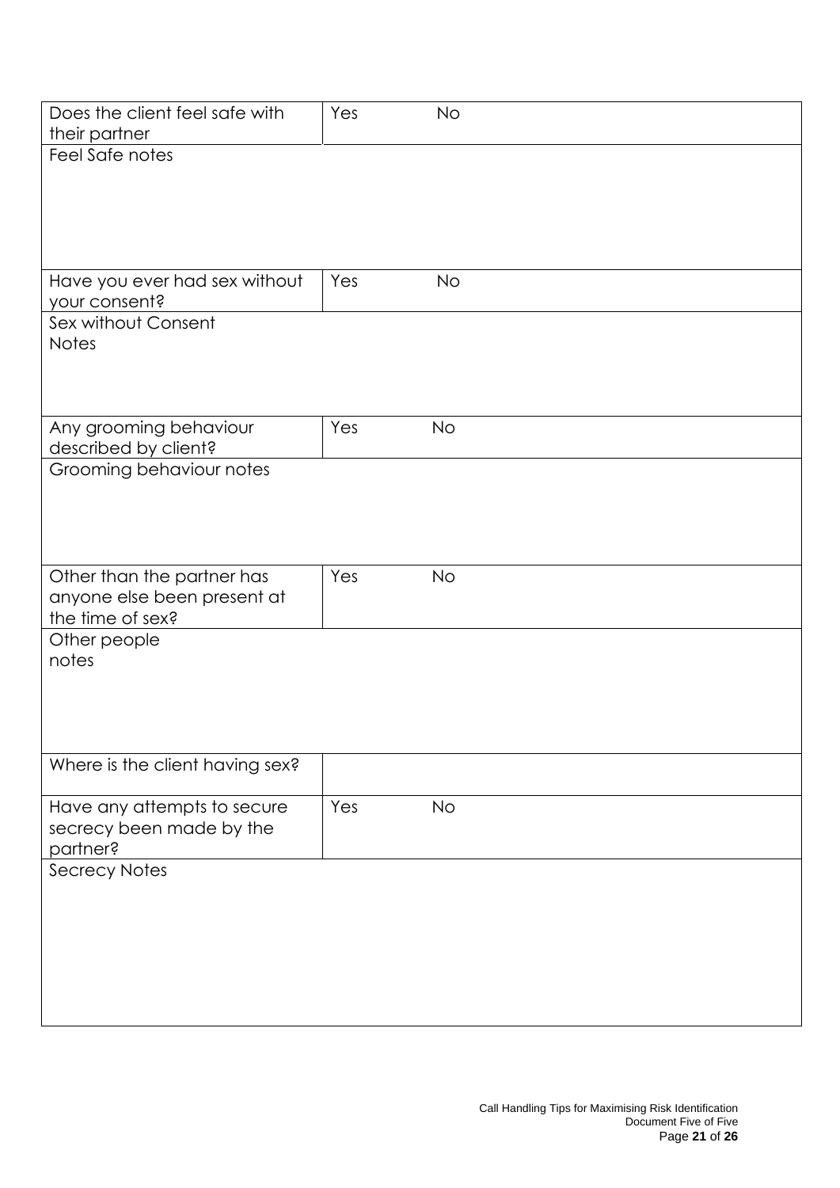| Does the client feel safe with their partner | Yes | No |
|---|---|---|
| Feel Safe notes | | |
| Have you ever had sex without your consent? | Yes | No |
| Sex without Consent Notes | | |
| Any grooming behaviour described by client? | Yes | No |
| Grooming behaviour notes | | |
| Other than the partner has anyone else been present at the time of sex? | Yes | No |
| Other people notes | | |
| Where is the client having sex? | | |
| Have any attempts to secure secrecy been made by the partner? | Yes | No |
| Secrecy Notes | | |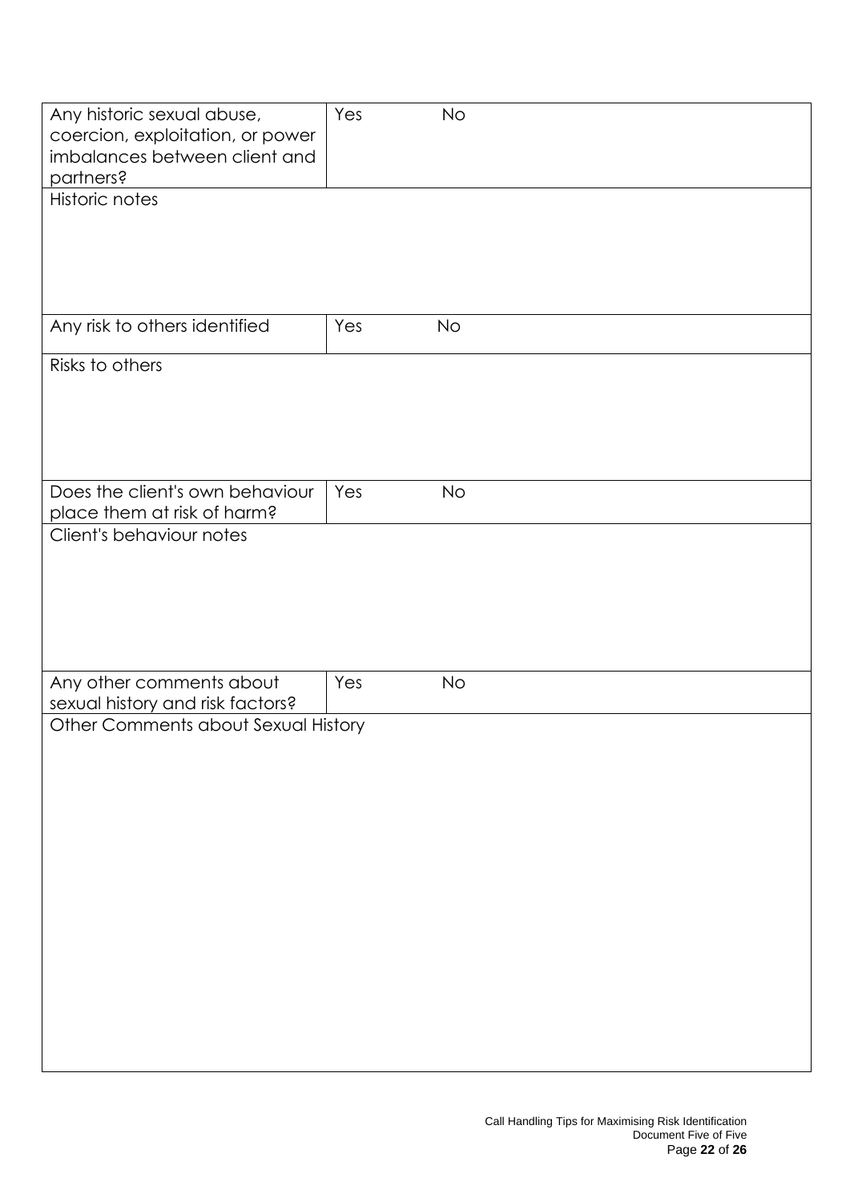| Any historic sexual abuse, coercion, exploitation, or power imbalances between client and partners? | Yes | No |
| --- | --- | --- |
| Historic notes | | |
| Any risk to others identified | Yes | No |
| Risks to others | | |
| Does the client's own behaviour place them at risk of harm? | Yes | No |
| Client's behaviour notes | | |
| Any other comments about sexual history and risk factors? | Yes | No |
| Other Comments about Sexual History | | |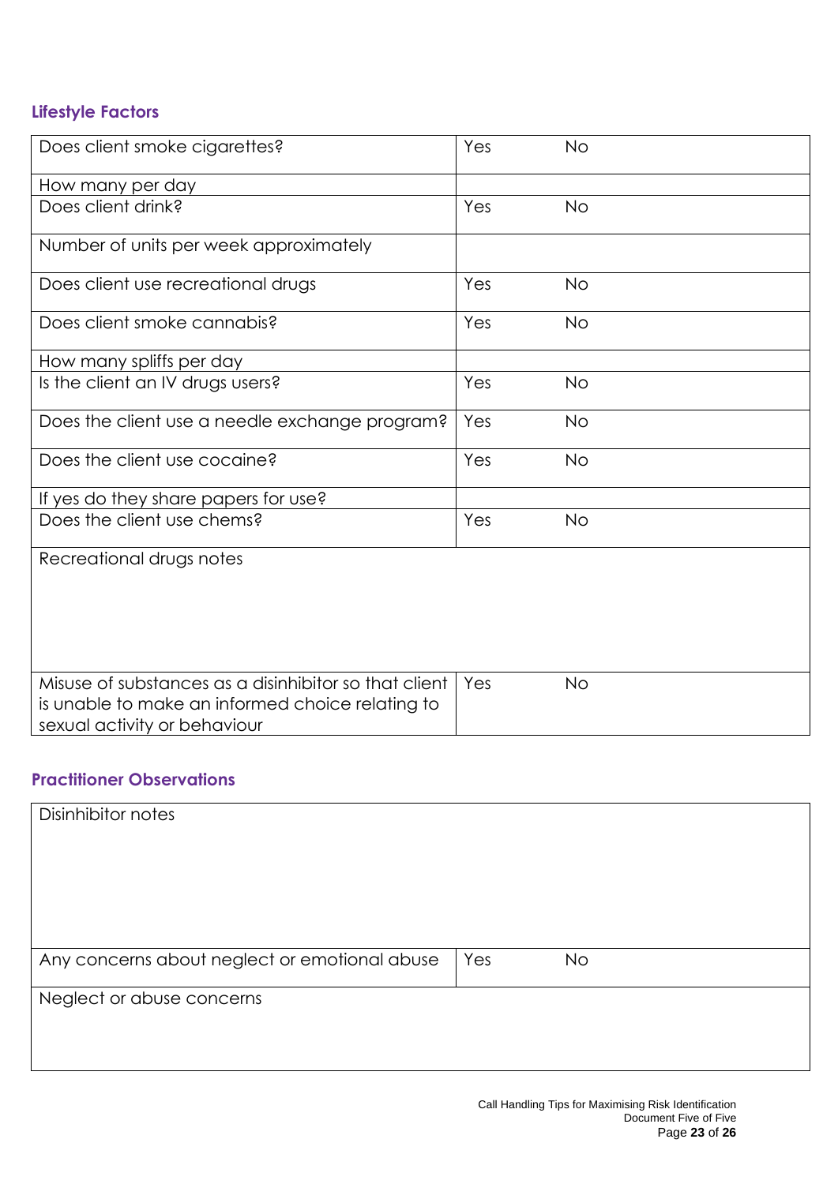## Lifestyle Factors

| | | |
|---|---|---|
| Does client smoke cigarettes? | Yes | No |
| How many per day | | |
| Does client drink? | Yes | No |
| Number of units per week approximately | | |
| Does client use recreational drugs | Yes | No |
| Does client smoke cannabis? | Yes | No |
| How many spliffs per day | | |
| Is the client an IV drugs users? | Yes | No |
| Does the client use a needle exchange program? | Yes | No |
| Does the client use cocaine? | Yes | No |
| If yes do they share papers for use? | | |
| Does the client use chems? | Yes | No |
| Recreational drugs notes | | |
| Misuse of substances as a disinhibitor so that client is unable to make an informed choice relating to sexual activity or behaviour | Yes | No |

## Practitioner Observations

| | | |
|---|---|---|
| Disinhibitor notes | | |
| Any concerns about neglect or emotional abuse | Yes | No |
| Neglect or abuse concerns | | |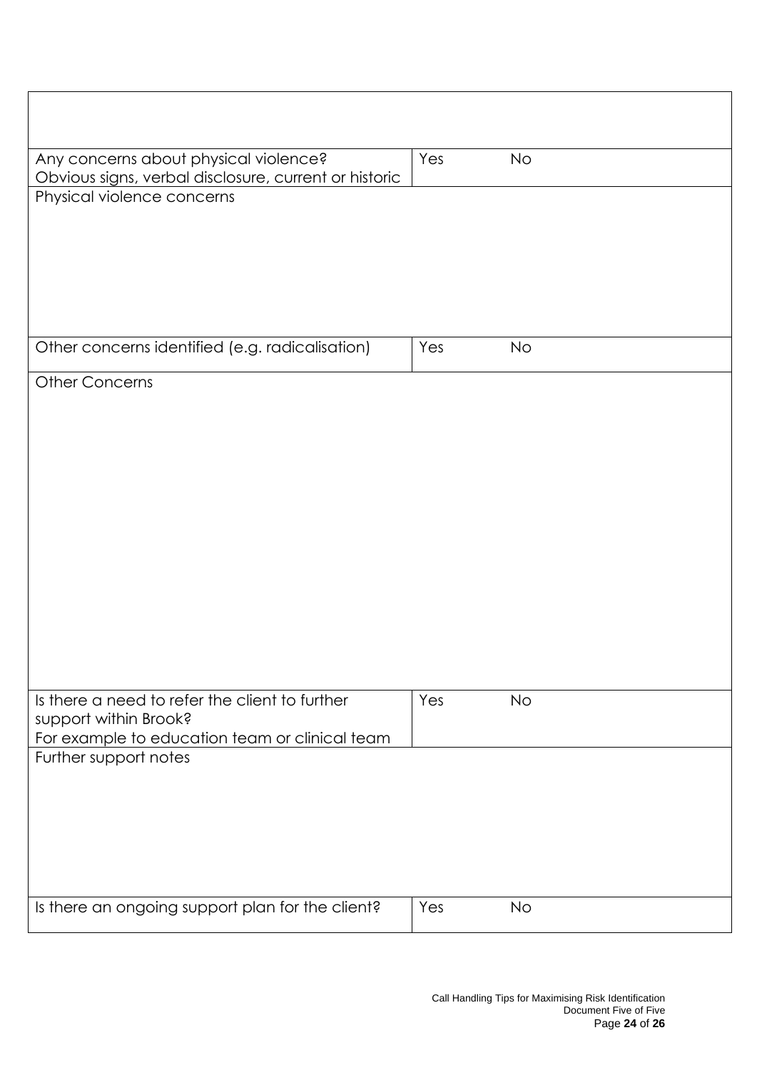| | | |
|---|---|---|
| | | |
| Any concerns about physical violence?<br>Obvious signs, verbal disclosure, current or historic | Yes | No |
| Physical violence concerns | | |
| Other concerns identified (e.g. radicalisation) | Yes | No |
| Other Concerns | | |
| Is there a need to refer the client to further support within Brook?<br>For example to education team or clinical team | Yes | No |
| Further support notes | | |
| Is there an ongoing support plan for the client? | Yes | No |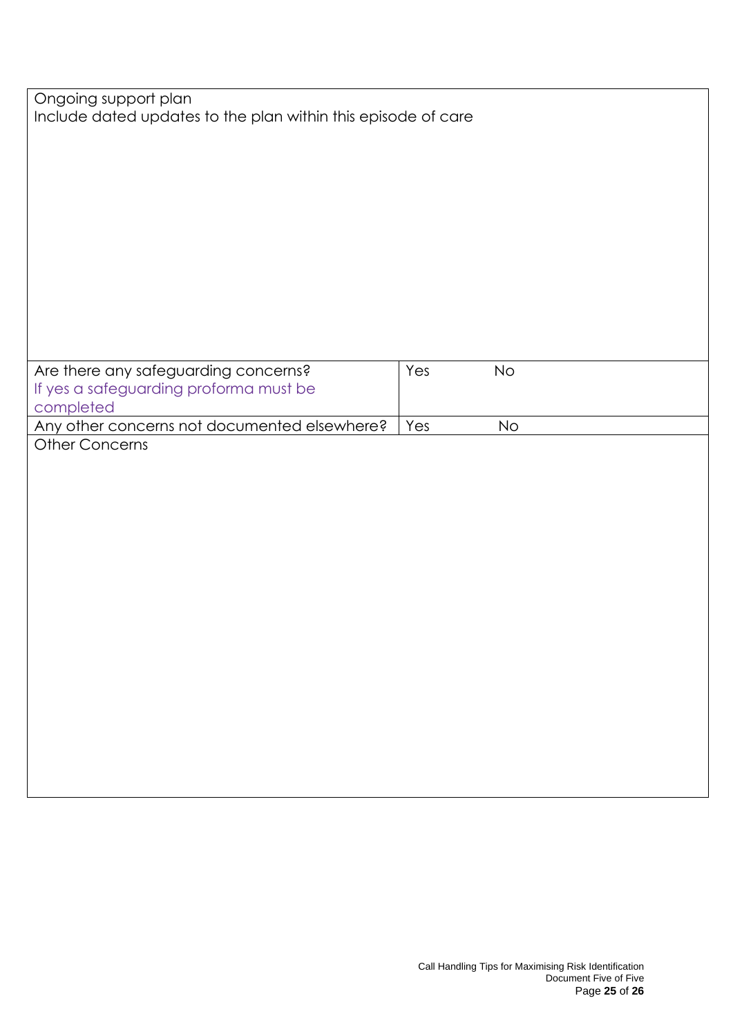| | | |
|---|---|---|
| Ongoing support plan<br>Include dated updates to the plan within this episode of care | | |
| Are there any safeguarding concerns?<br>If yes a safeguarding proforma must be completed | Yes | No |
| Any other concerns not documented elsewhere? | Yes | No |
| Other Concerns | | |